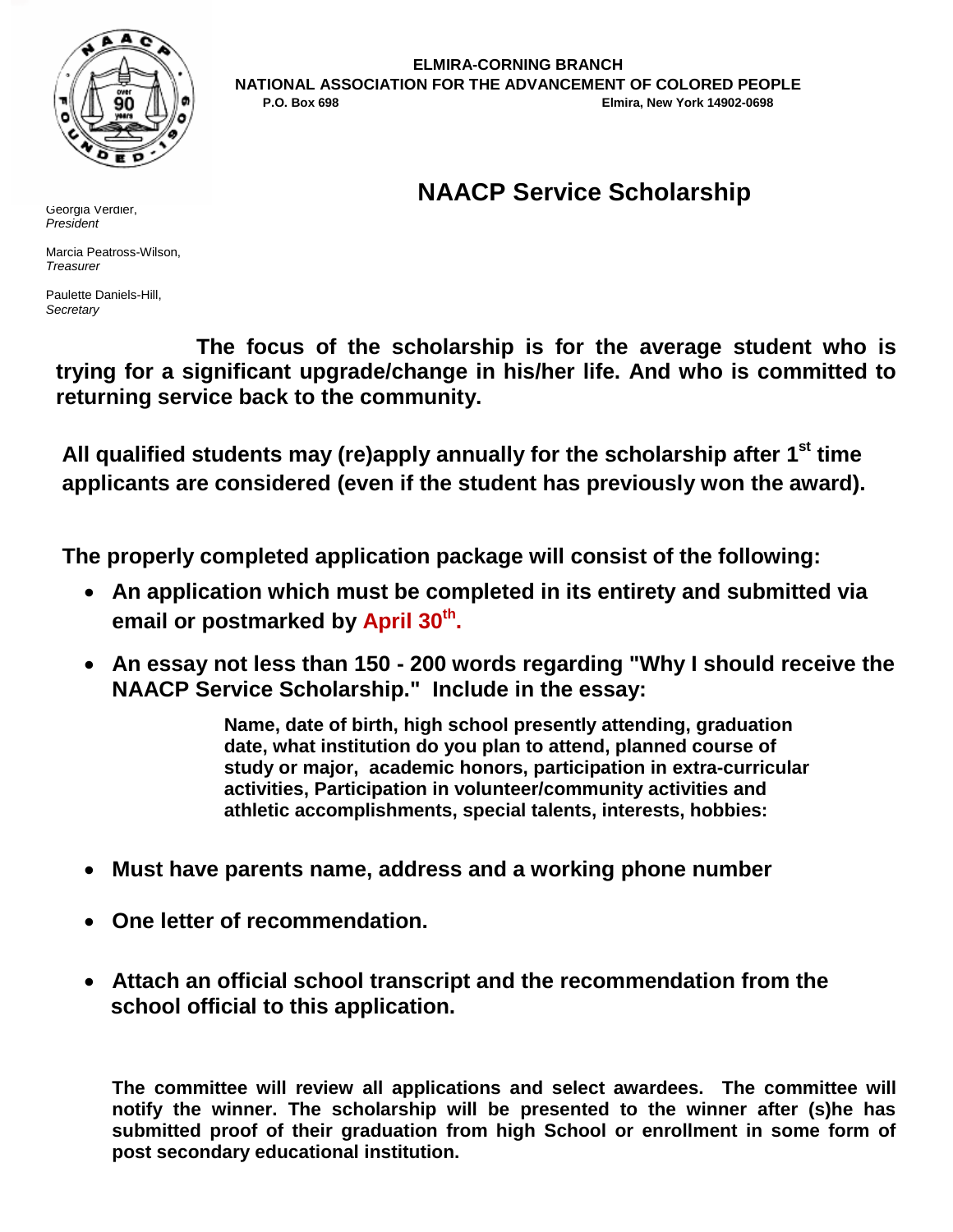**ELMIRA-CORNING BRANCH**
**NATIONAL ASSOCIATION FOR THE ADVANCEMENT OF COLORED PEOPLE**
**P.O. Box 698** **Elmira, New York 14902-0698**

Georgia Verdier,
*President*

Marcia Peatross-Wilson,
*Treasurer*

Paulette Daniels-Hill,
*Secretary*

# NAACP Service Scholarship

**The focus of the scholarship is for the average student who is trying for a significant upgrade/change in his/her life. And who is committed to returning service back to the community.**

**All qualified students may (re)apply annually for the scholarship after 1st time applicants are considered (even if the student has previously won the award).**

**The properly completed application package will consist of the following:**

- **An application which must be completed in its entirety and submitted via email or postmarked by April 30th.**
- **An essay not less than 150 - 200 words regarding "Why I should receive the NAACP Service Scholarship." Include in the essay:**

  **Name, date of birth, high school presently attending, graduation date, what institution do you plan to attend, planned course of study or major, academic honors, participation in extra-curricular activities, Participation in volunteer/community activities and athletic accomplishments, special talents, interests, hobbies:**

- **Must have parents name, address and a working phone number**
- **One letter of recommendation.**
- **Attach an official school transcript and the recommendation from the school official to this application.**

**The committee will review all applications and select awardees. The committee will notify the winner. The scholarship will be presented to the winner after (s)he has submitted proof of their graduation from high School or enrollment in some form of post secondary educational institution.**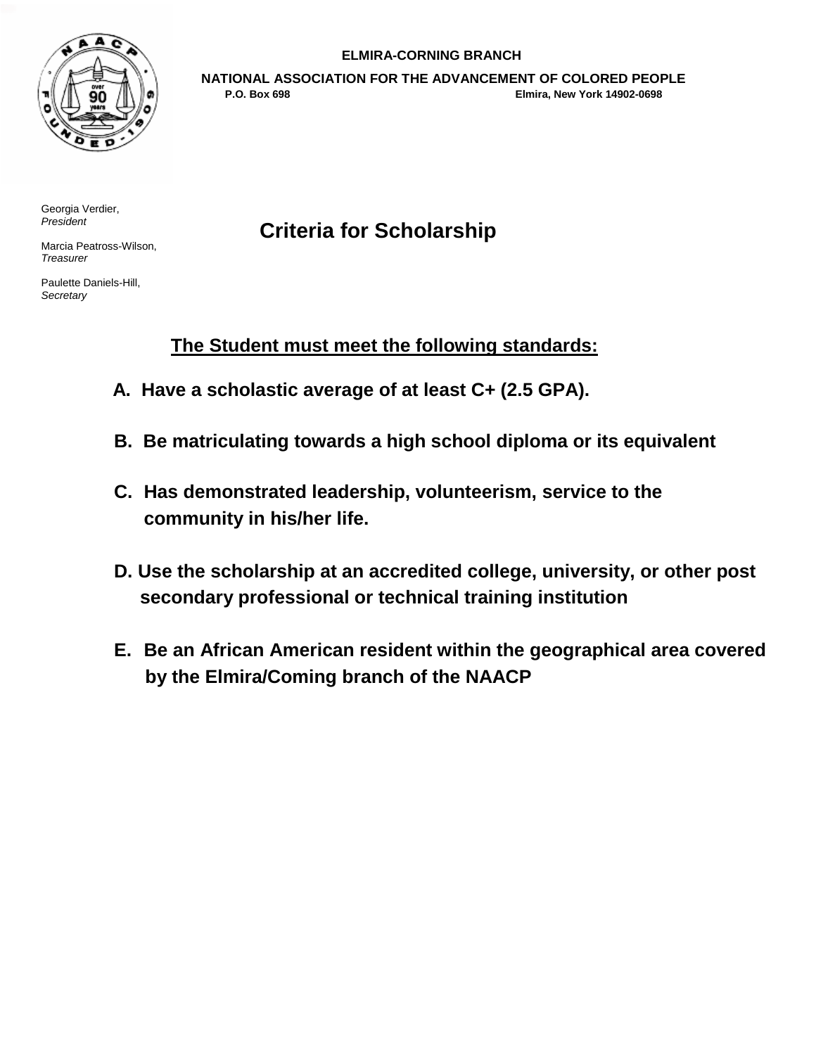ELMIRA-CORNING BRANCH

NATIONAL ASSOCIATION FOR THE ADVANCEMENT OF COLORED PEOPLE

P.O. Box 698 Elmira, New York 14902-0698

Georgia Verdier,
*President*

Marcia Peatross-Wilson,
*Treasurer*

Paulette Daniels-Hill,
*Secretary*

# Criteria for Scholarship

**The Student must meet the following standards:**

**A. Have a scholastic average of at least C+ (2.5 GPA).**

**B. Be matriculating towards a high school diploma or its equivalent**

**C. Has demonstrated leadership, volunteerism, service to the community in his/her life.**

**D. Use the scholarship at an accredited college, university, or other post secondary professional or technical training institution**

**E. Be an African American resident within the geographical area covered by the Elmira/Coming branch of the NAACP**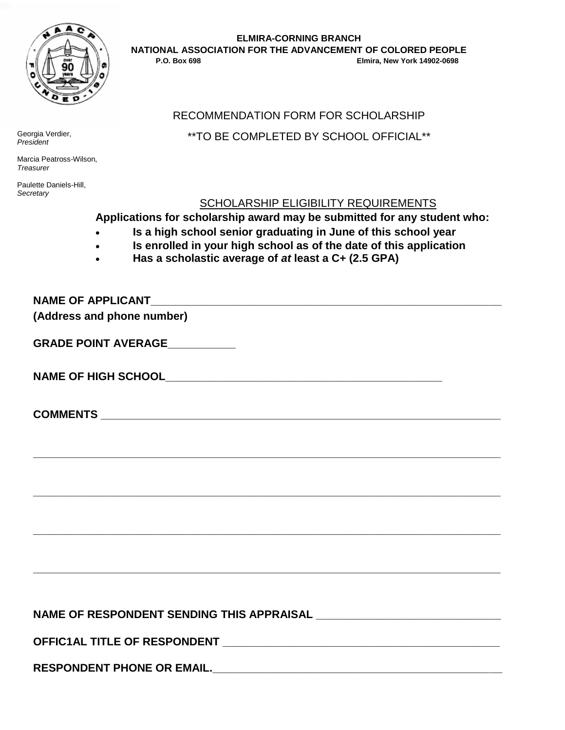**ELMIRA-CORNING BRANCH**
**NATIONAL ASSOCIATION FOR THE ADVANCEMENT OF COLORED PEOPLE**
**P.O. Box 698** **Elmira, New York 14902-0698**

RECOMMENDATION FORM FOR SCHOLARSHIP

**TO BE COMPLETED BY SCHOOL OFFICIAL**

Georgia Verdier,
*President*

Marcia Peatross-Wilson,
*Treasurer*

Paulette Daniels-Hill,
*Secretary*

SCHOLARSHIP ELIGIBILITY REQUIREMENTS

**Applications for scholarship award may be submitted for any student who:**

- **Is a high school senior graduating in June of this school year**
- **Is enrolled in your high school as of the date of this application**
- **Has a scholastic average of *at* least a C+ (2.5 GPA)**

**NAME OF APPLICANT**\_\_\_\_\_\_\_\_\_\_\_\_\_\_\_\_\_\_\_\_\_\_\_\_\_\_\_\_\_\_\_\_\_\_\_\_\_\_\_\_\_\_\_\_\_\_\_\_\_\_\_\_\_\_
**(Address and phone number)**

**GRADE POINT AVERAGE**\_\_\_\_\_\_\_\_\_\_\_

**NAME OF HIGH SCHOOL**\_\_\_\_\_\_\_\_\_\_\_\_\_\_\_\_\_\_\_\_\_\_\_\_\_\_\_\_\_\_\_\_\_\_\_\_\_\_\_\_\_\_\_\_\_

**COMMENTS** \_\_\_\_\_\_\_\_\_\_\_\_\_\_\_\_\_\_\_\_\_\_\_\_\_\_\_\_\_\_\_\_\_\_\_\_\_\_\_\_\_\_\_\_\_\_\_\_\_\_\_\_\_\_\_\_\_\_\_\_\_

\_\_\_\_\_\_\_\_\_\_\_\_\_\_\_\_\_\_\_\_\_\_\_\_\_\_\_\_\_\_\_\_\_\_\_\_\_\_\_\_\_\_\_\_\_\_\_\_\_\_\_\_\_\_\_\_\_\_\_\_\_\_\_\_\_\_\_\_\_\_\_\_\_\_

\_\_\_\_\_\_\_\_\_\_\_\_\_\_\_\_\_\_\_\_\_\_\_\_\_\_\_\_\_\_\_\_\_\_\_\_\_\_\_\_\_\_\_\_\_\_\_\_\_\_\_\_\_\_\_\_\_\_\_\_\_\_\_\_\_\_\_\_\_\_\_\_\_\_

\_\_\_\_\_\_\_\_\_\_\_\_\_\_\_\_\_\_\_\_\_\_\_\_\_\_\_\_\_\_\_\_\_\_\_\_\_\_\_\_\_\_\_\_\_\_\_\_\_\_\_\_\_\_\_\_\_\_\_\_\_\_\_\_\_\_\_\_\_\_\_\_\_\_

\_\_\_\_\_\_\_\_\_\_\_\_\_\_\_\_\_\_\_\_\_\_\_\_\_\_\_\_\_\_\_\_\_\_\_\_\_\_\_\_\_\_\_\_\_\_\_\_\_\_\_\_\_\_\_\_\_\_\_\_\_\_\_\_\_\_\_\_\_\_\_\_\_\_

**NAME OF RESPONDENT SENDING THIS APPRAISAL** \_\_\_\_\_\_\_\_\_\_\_\_\_\_\_\_\_\_\_\_\_\_\_\_\_\_\_\_\_\_

**OFFIC1AL TITLE OF RESPONDENT** \_\_\_\_\_\_\_\_\_\_\_\_\_\_\_\_\_\_\_\_\_\_\_\_\_\_\_\_\_\_\_\_\_\_\_\_\_\_\_\_\_\_\_\_\_

**RESPONDENT PHONE OR EMAIL.**\_\_\_\_\_\_\_\_\_\_\_\_\_\_\_\_\_\_\_\_\_\_\_\_\_\_\_\_\_\_\_\_\_\_\_\_\_\_\_\_\_\_\_\_\_\_\_\_\_